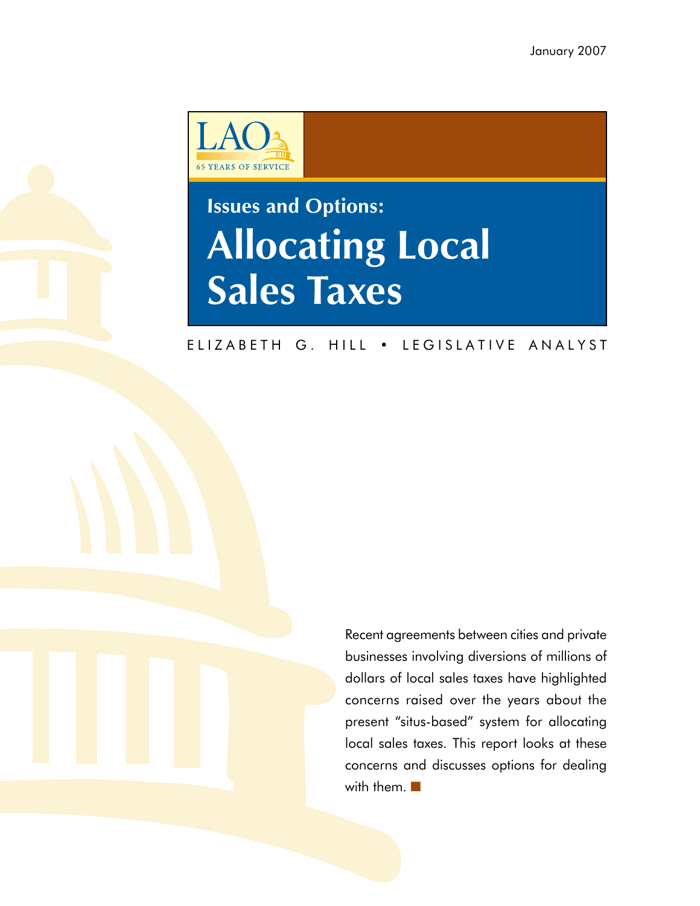January 2007

LAO
65 YEARS OF SERVICE

## Issues and Options:

# Allocating Local Sales Taxes

ELIZABETH G. HILL • LEGISLATIVE ANALYST

Recent agreements between cities and private businesses involving diversions of millions of dollars of local sales taxes have highlighted concerns raised over the years about the present "situs-based" system for allocating local sales taxes. This report looks at these concerns and discusses options for dealing with them.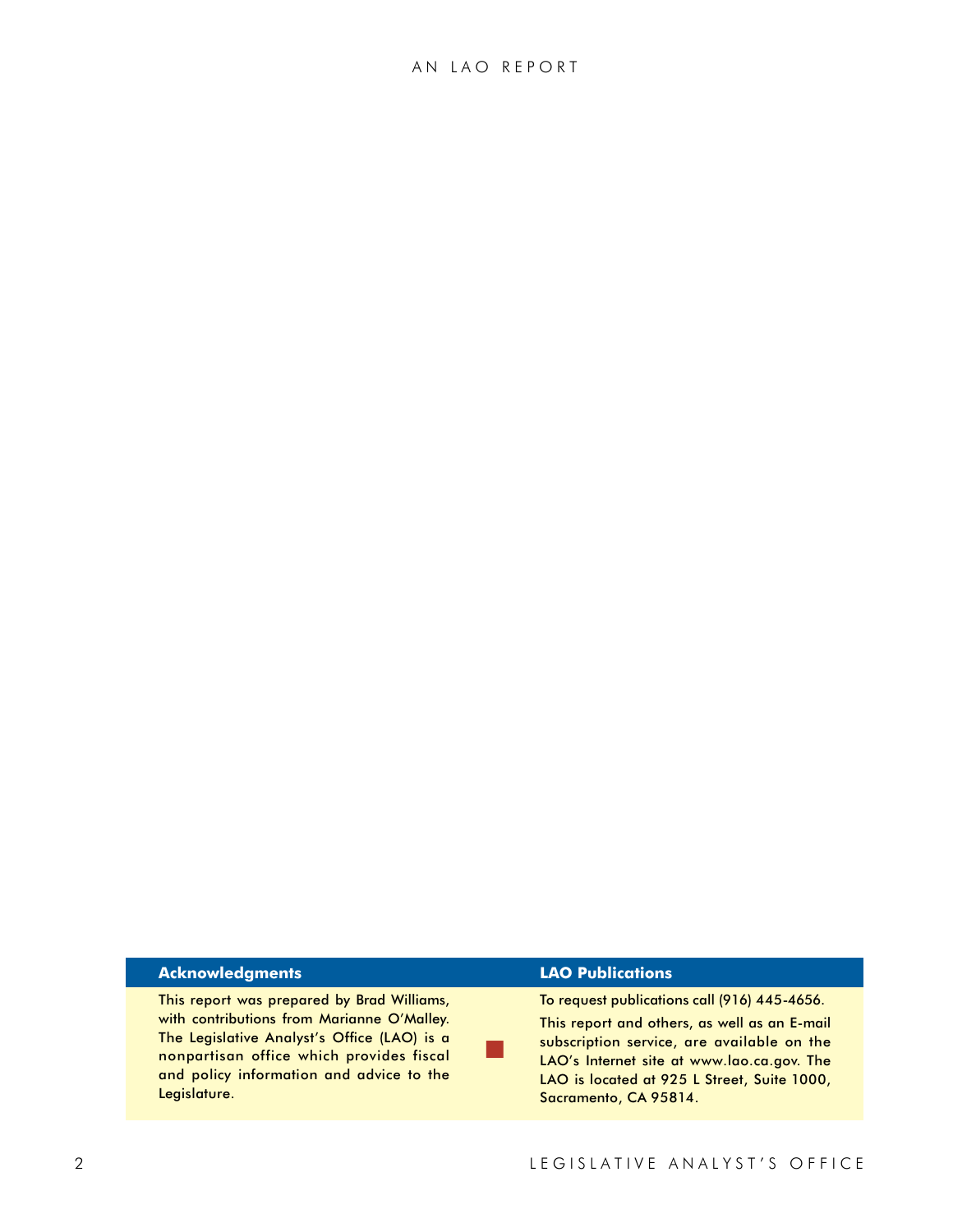## Acknowledgments

This report was prepared by Brad Williams, with contributions from Marianne O'Malley. The Legislative Analyst's Office (LAO) is a nonpartisan office which provides fiscal and policy information and advice to the Legislature.

## LAO Publications

To request publications call (916) 445-4656.

This report and others, as well as an E-mail subscription service, are available on the LAO's Internet site at www.lao.ca.gov. The LAO is located at 925 L Street, Suite 1000, Sacramento, CA 95814.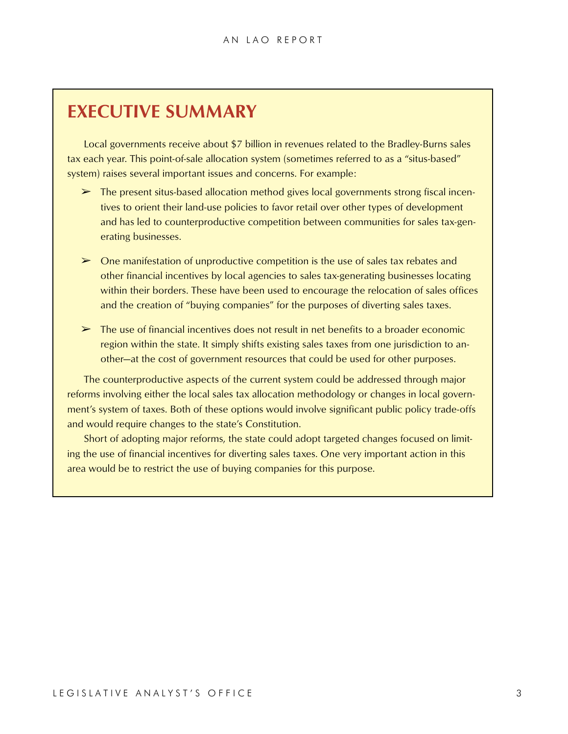# EXECUTIVE SUMMARY

Local governments receive about $7 billion in revenues related to the Bradley-Burns sales tax each year. This point-of-sale allocation system (sometimes referred to as a "situs-based" system) raises several important issues and concerns. For example:

- The present situs-based allocation method gives local governments strong fiscal incentives to orient their land-use policies to favor retail over other types of development and has led to counterproductive competition between communities for sales tax-generating businesses.

- One manifestation of unproductive competition is the use of sales tax rebates and other financial incentives by local agencies to sales tax-generating businesses locating within their borders. These have been used to encourage the relocation of sales offices and the creation of "buying companies" for the purposes of diverting sales taxes.

- The use of financial incentives does not result in net benefits to a broader economic region within the state. It simply shifts existing sales taxes from one jurisdiction to another—at the cost of government resources that could be used for other purposes.

The counterproductive aspects of the current system could be addressed through major reforms involving either the local sales tax allocation methodology or changes in local government's system of taxes. Both of these options would involve significant public policy trade-offs and would require changes to the state's Constitution.

Short of adopting major reforms, the state could adopt targeted changes focused on limiting the use of financial incentives for diverting sales taxes. One very important action in this area would be to restrict the use of buying companies for this purpose.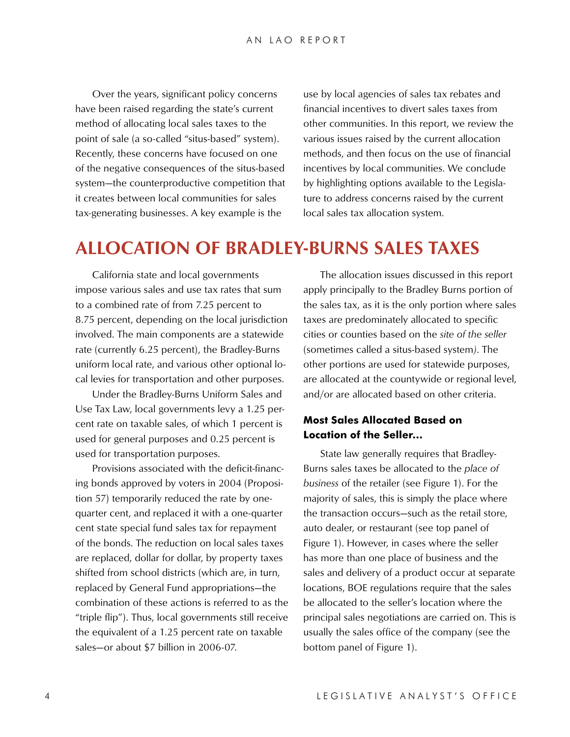Over the years, significant policy concerns have been raised regarding the state's current method of allocating local sales taxes to the point of sale (a so-called "situs-based" system). Recently, these concerns have focused on one of the negative consequences of the situs-based system—the counterproductive competition that it creates between local communities for sales tax-generating businesses. A key example is the use by local agencies of sales tax rebates and financial incentives to divert sales taxes from other communities. In this report, we review the various issues raised by the current allocation methods, and then focus on the use of financial incentives by local communities. We conclude by highlighting options available to the Legislature to address concerns raised by the current local sales tax allocation system.

# ALLOCATION OF BRADLEY-BURNS SALES TAXES

California state and local governments impose various sales and use tax rates that sum to a combined rate of from 7.25 percent to 8.75 percent, depending on the local jurisdiction involved. The main components are a statewide rate (currently 6.25 percent), the Bradley-Burns uniform local rate, and various other optional local levies for transportation and other purposes.

Under the Bradley-Burns Uniform Sales and Use Tax Law, local governments levy a 1.25 percent rate on taxable sales, of which 1 percent is used for general purposes and 0.25 percent is used for transportation purposes.

Provisions associated with the deficit-financing bonds approved by voters in 2004 (Proposition 57) temporarily reduced the rate by one-quarter cent, and replaced it with a one-quarter cent state special fund sales tax for repayment of the bonds. The reduction on local sales taxes are replaced, dollar for dollar, by property taxes shifted from school districts (which are, in turn, replaced by General Fund appropriations—the combination of these actions is referred to as the "triple flip"). Thus, local governments still receive the equivalent of a 1.25 percent rate on taxable sales—or about $7 billion in 2006-07.

The allocation issues discussed in this report apply principally to the Bradley Burns portion of the sales tax, as it is the only portion where sales taxes are predominately allocated to specific cities or counties based on the *site of the seller* (sometimes called a situs-based system). The other portions are used for statewide purposes, are allocated at the countywide or regional level, and/or are allocated based on other criteria.

### Most Sales Allocated Based on Location of the Seller...

State law generally requires that Bradley-Burns sales taxes be allocated to the *place of business* of the retailer (see Figure 1). For the majority of sales, this is simply the place where the transaction occurs—such as the retail store, auto dealer, or restaurant (see top panel of Figure 1). However, in cases where the seller has more than one place of business and the sales and delivery of a product occur at separate locations, BOE regulations require that the sales be allocated to the seller's location where the principal sales negotiations are carried on. This is usually the sales office of the company (see the bottom panel of Figure 1).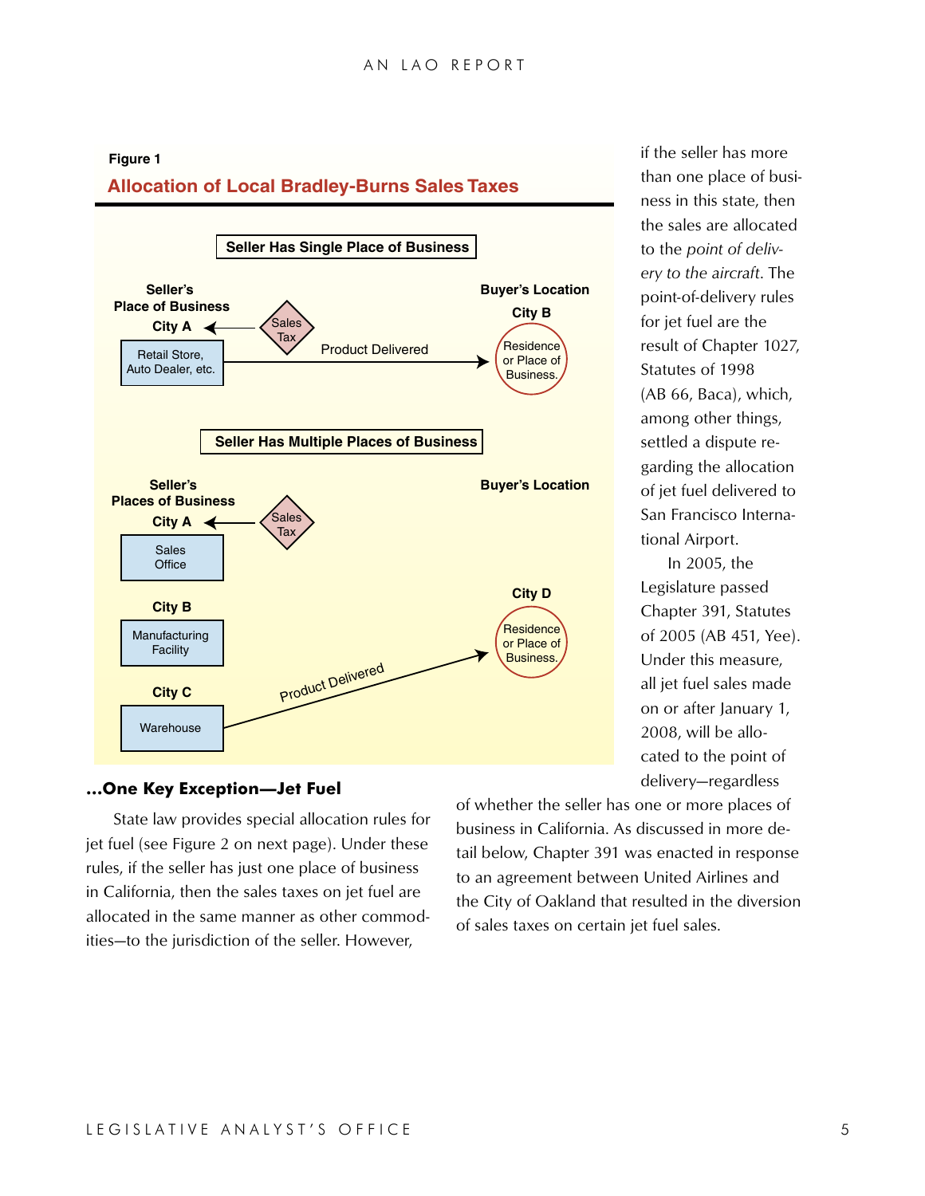**Figure 1**

**Allocation of Local Bradley-Burns Sales Taxes**

**Seller Has Single Place of Business**

| Seller's Place of Business | | Buyer's Location |
|---|---|---|
| City A: Retail Store, Auto Dealer, etc. | ← Sales Tax; Product Delivered → | City B: Residence or Place of Business. |

**Seller Has Multiple Places of Business**

| Seller's Places of Business | | Buyer's Location |
|---|---|---|
| City A: Sales Office | ← Sales Tax | |
| City B: Manufacturing Facility | | |
| City C: Warehouse | Product Delivered → | City D: Residence or Place of Business. |

## ...One Key Exception—Jet Fuel

State law provides special allocation rules for jet fuel (see Figure 2 on next page). Under these rules, if the seller has just one place of business in California, then the sales taxes on jet fuel are allocated in the same manner as other commodities—to the jurisdiction of the seller. However, if the seller has more than one place of business in this state, then the sales are allocated to the *point of delivery to the aircraft*. The point-of-delivery rules for jet fuel are the result of Chapter 1027, Statutes of 1998 (AB 66, Baca), which, among other things, settled a dispute regarding the allocation of jet fuel delivered to San Francisco International Airport.

In 2005, the Legislature passed Chapter 391, Statutes of 2005 (AB 451, Yee). Under this measure, all jet fuel sales made on or after January 1, 2008, will be allocated to the point of delivery—regardless of whether the seller has one or more places of business in California. As discussed in more detail below, Chapter 391 was enacted in response to an agreement between United Airlines and the City of Oakland that resulted in the diversion of sales taxes on certain jet fuel sales.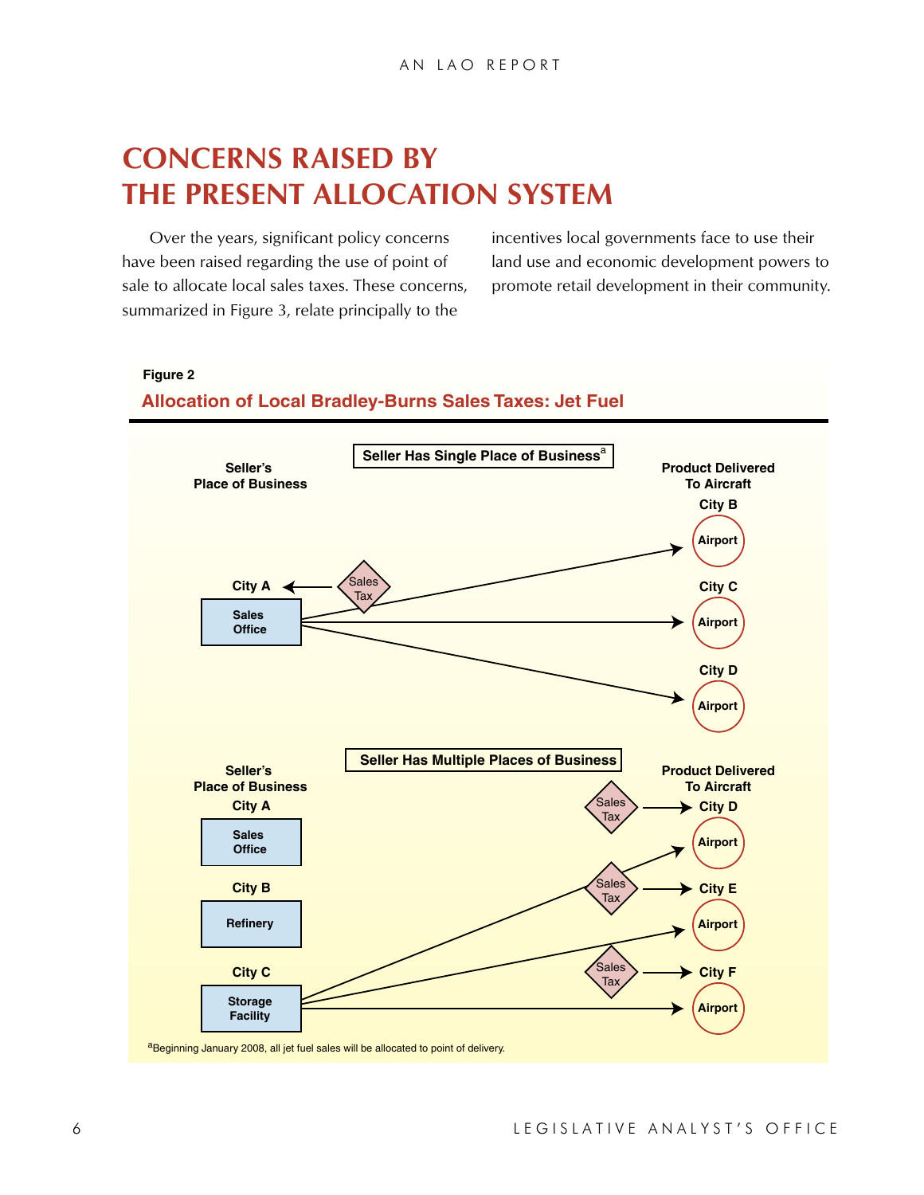# CONCERNS RAISED BY THE PRESENT ALLOCATION SYSTEM

Over the years, significant policy concerns have been raised regarding the use of point of sale to allocate local sales taxes. These concerns, summarized in Figure 3, relate principally to the incentives local governments face to use their land use and economic development powers to promote retail development in their community.

**Figure 2**

**Allocation of Local Bradley-Burns Sales Taxes: Jet Fuel**

**Seller Has Single Place of Business**[a]

Seller's Place of Business: City A — Sales Office (Sales Tax → City A)

Product Delivered To Aircraft: City B — Airport; City C — Airport; City D — Airport

**Seller Has Multiple Places of Business**

Seller's Place of Business: City A — Sales Office; City B — Refinery; City C — Storage Facility

Product Delivered To Aircraft: City D — Airport (Sales Tax → City D); City E — Airport (Sales Tax → City E); City F — Airport (Sales Tax → City F)

[a] Beginning January 2008, all jet fuel sales will be allocated to point of delivery.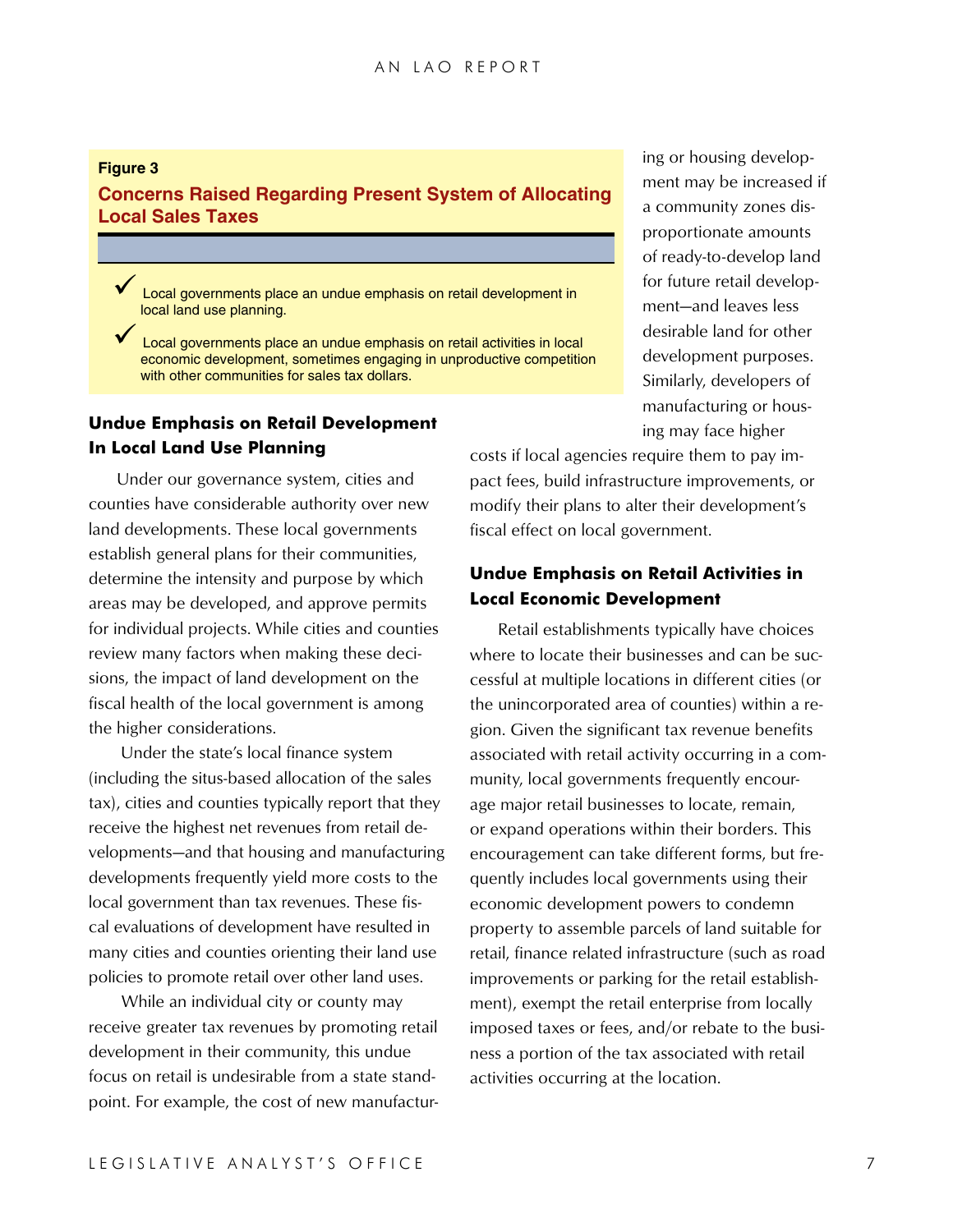**Figure 3**

**Concerns Raised Regarding Present System of Allocating Local Sales Taxes**

- ✓ Local governments place an undue emphasis on retail development in local land use planning.
- ✓ Local governments place an undue emphasis on retail activities in local economic development, sometimes engaging in unproductive competition with other communities for sales tax dollars.

### Undue Emphasis on Retail Development In Local Land Use Planning

Under our governance system, cities and counties have considerable authority over new land developments. These local governments establish general plans for their communities, determine the intensity and purpose by which areas may be developed, and approve permits for individual projects. While cities and counties review many factors when making these decisions, the impact of land development on the fiscal health of the local government is among the higher considerations.

Under the state's local finance system (including the situs-based allocation of the sales tax), cities and counties typically report that they receive the highest net revenues from retail developments—and that housing and manufacturing developments frequently yield more costs to the local government than tax revenues. These fiscal evaluations of development have resulted in many cities and counties orienting their land use policies to promote retail over other land uses.

While an individual city or county may receive greater tax revenues by promoting retail development in their community, this undue focus on retail is undesirable from a state standpoint. For example, the cost of new manufacturing or housing development may be increased if a community zones disproportionate amounts of ready-to-develop land for future retail development—and leaves less desirable land for other development purposes. Similarly, developers of manufacturing or housing may face higher costs if local agencies require them to pay impact fees, build infrastructure improvements, or modify their plans to alter their development's fiscal effect on local government.

### Undue Emphasis on Retail Activities in Local Economic Development

Retail establishments typically have choices where to locate their businesses and can be successful at multiple locations in different cities (or the unincorporated area of counties) within a region. Given the significant tax revenue benefits associated with retail activity occurring in a community, local governments frequently encourage major retail businesses to locate, remain, or expand operations within their borders. This encouragement can take different forms, but frequently includes local governments using their economic development powers to condemn property to assemble parcels of land suitable for retail, finance related infrastructure (such as road improvements or parking for the retail establishment), exempt the retail enterprise from locally imposed taxes or fees, and/or rebate to the business a portion of the tax associated with retail activities occurring at the location.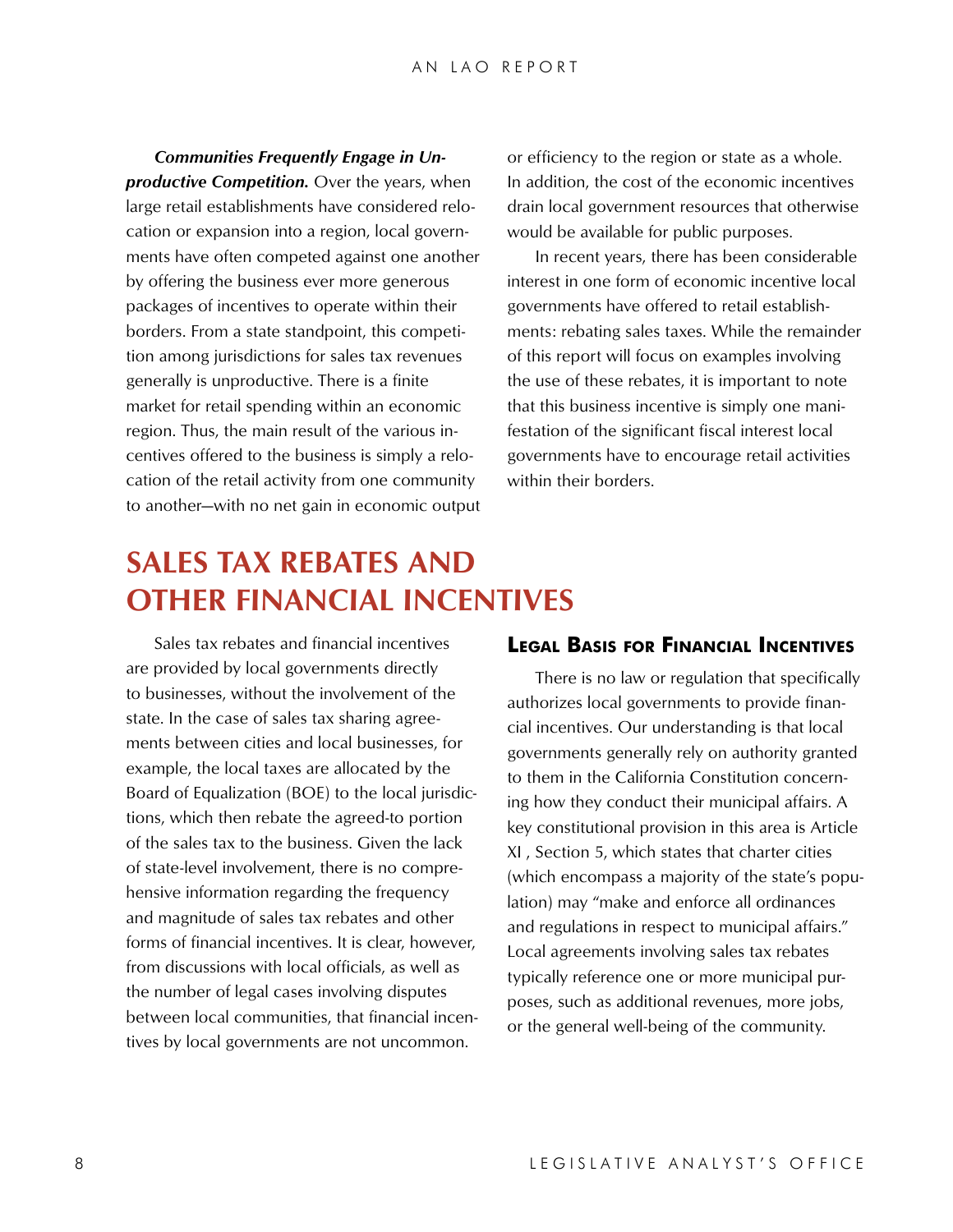***Communities Frequently Engage in Unproductive Competition.*** Over the years, when large retail establishments have considered relocation or expansion into a region, local governments have often competed against one another by offering the business ever more generous packages of incentives to operate within their borders. From a state standpoint, this competition among jurisdictions for sales tax revenues generally is unproductive. There is a finite market for retail spending within an economic region. Thus, the main result of the various incentives offered to the business is simply a relocation of the retail activity from one community to another—with no net gain in economic output or efficiency to the region or state as a whole. In addition, the cost of the economic incentives drain local government resources that otherwise would be available for public purposes.

In recent years, there has been considerable interest in one form of economic incentive local governments have offered to retail establishments: rebating sales taxes. While the remainder of this report will focus on examples involving the use of these rebates, it is important to note that this business incentive is simply one manifestation of the significant fiscal interest local governments have to encourage retail activities within their borders.

# SALES TAX REBATES AND OTHER FINANCIAL INCENTIVES

Sales tax rebates and financial incentives are provided by local governments directly to businesses, without the involvement of the state. In the case of sales tax sharing agreements between cities and local businesses, for example, the local taxes are allocated by the Board of Equalization (BOE) to the local jurisdictions, which then rebate the agreed-to portion of the sales tax to the business. Given the lack of state-level involvement, there is no comprehensive information regarding the frequency and magnitude of sales tax rebates and other forms of financial incentives. It is clear, however, from discussions with local officials, as well as the number of legal cases involving disputes between local communities, that financial incentives by local governments are not uncommon.

## Legal Basis for Financial Incentives

There is no law or regulation that specifically authorizes local governments to provide financial incentives. Our understanding is that local governments generally rely on authority granted to them in the California Constitution concerning how they conduct their municipal affairs. A key constitutional provision in this area is Article XI , Section 5, which states that charter cities (which encompass a majority of the state's population) may "make and enforce all ordinances and regulations in respect to municipal affairs." Local agreements involving sales tax rebates typically reference one or more municipal purposes, such as additional revenues, more jobs, or the general well-being of the community.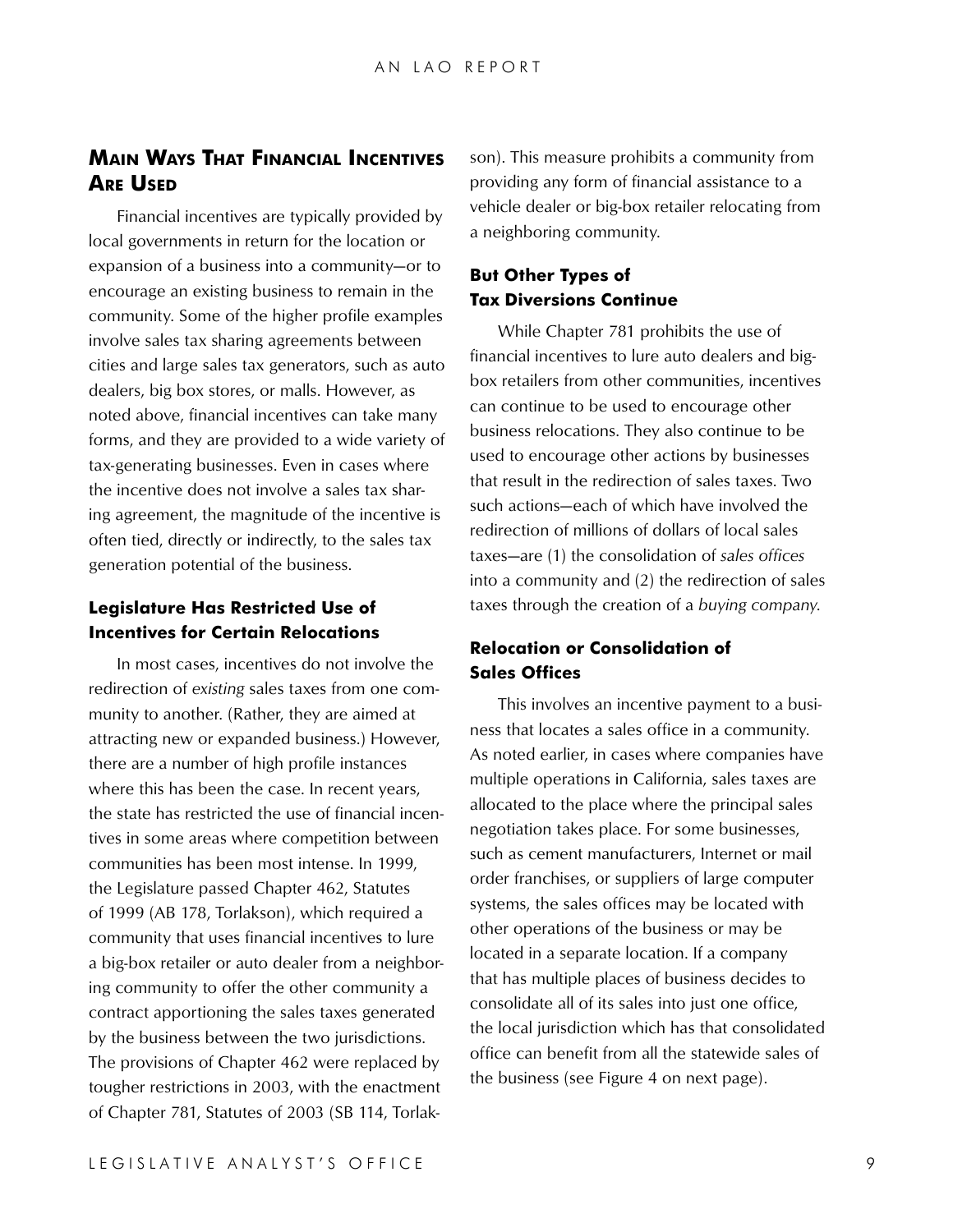## Main Ways That Financial Incentives Are Used

Financial incentives are typically provided by local governments in return for the location or expansion of a business into a community—or to encourage an existing business to remain in the community. Some of the higher profile examples involve sales tax sharing agreements between cities and large sales tax generators, such as auto dealers, big box stores, or malls. However, as noted above, financial incentives can take many forms, and they are provided to a wide variety of tax-generating businesses. Even in cases where the incentive does not involve a sales tax sharing agreement, the magnitude of the incentive is often tied, directly or indirectly, to the sales tax generation potential of the business.

### Legislature Has Restricted Use of Incentives for Certain Relocations

In most cases, incentives do not involve the redirection of *existing* sales taxes from one community to another. (Rather, they are aimed at attracting new or expanded business.) However, there are a number of high profile instances where this has been the case. In recent years, the state has restricted the use of financial incentives in some areas where competition between communities has been most intense. In 1999, the Legislature passed Chapter 462, Statutes of 1999 (AB 178, Torlakson), which required a community that uses financial incentives to lure a big-box retailer or auto dealer from a neighboring community to offer the other community a contract apportioning the sales taxes generated by the business between the two jurisdictions. The provisions of Chapter 462 were replaced by tougher restrictions in 2003, with the enactment of Chapter 781, Statutes of 2003 (SB 114, Torlakson). This measure prohibits a community from providing any form of financial assistance to a vehicle dealer or big-box retailer relocating from a neighboring community.

### But Other Types of Tax Diversions Continue

While Chapter 781 prohibits the use of financial incentives to lure auto dealers and big-box retailers from other communities, incentives can continue to be used to encourage other business relocations. They also continue to be used to encourage other actions by businesses that result in the redirection of sales taxes. Two such actions—each of which have involved the redirection of millions of dollars of local sales taxes—are (1) the consolidation of *sales offices* into a community and (2) the redirection of sales taxes through the creation of a *buying company.*

### Relocation or Consolidation of Sales Offices

This involves an incentive payment to a business that locates a sales office in a community. As noted earlier, in cases where companies have multiple operations in California, sales taxes are allocated to the place where the principal sales negotiation takes place. For some businesses, such as cement manufacturers, Internet or mail order franchises, or suppliers of large computer systems, the sales offices may be located with other operations of the business or may be located in a separate location. If a company that has multiple places of business decides to consolidate all of its sales into just one office, the local jurisdiction which has that consolidated office can benefit from all the statewide sales of the business (see Figure 4 on next page).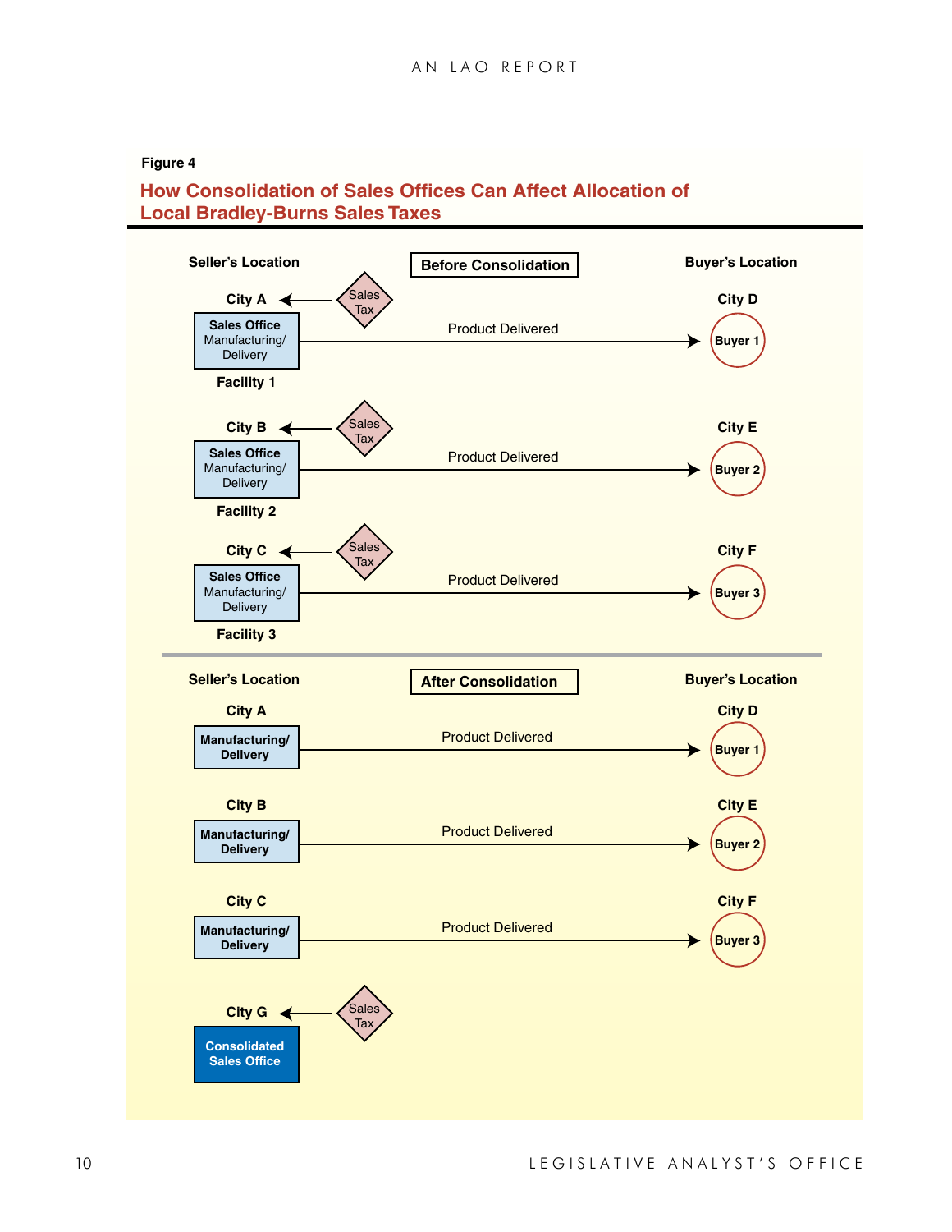Figure 4

## How Consolidation of Sales Offices Can Affect Allocation of Local Bradley-Burns Sales Taxes

**Before Consolidation**

| Seller's Location | | Buyer's Location |
|---|---|---|
| City A — Facility 1: Sales Office, Manufacturing/Delivery (Sales Tax → City A) | Product Delivered → | City D — Buyer 1 |
| City B — Facility 2: Sales Office, Manufacturing/Delivery (Sales Tax → City B) | Product Delivered → | City E — Buyer 2 |
| City C — Facility 3: Sales Office, Manufacturing/Delivery (Sales Tax → City C) | Product Delivered → | City F — Buyer 3 |

**After Consolidation**

| Seller's Location | | Buyer's Location |
|---|---|---|
| City A — Manufacturing/Delivery | Product Delivered → | City D — Buyer 1 |
| City B — Manufacturing/Delivery | Product Delivered → | City E — Buyer 2 |
| City C — Manufacturing/Delivery | Product Delivered → | City F — Buyer 3 |
| City G — Consolidated Sales Office (Sales Tax → City G) | | |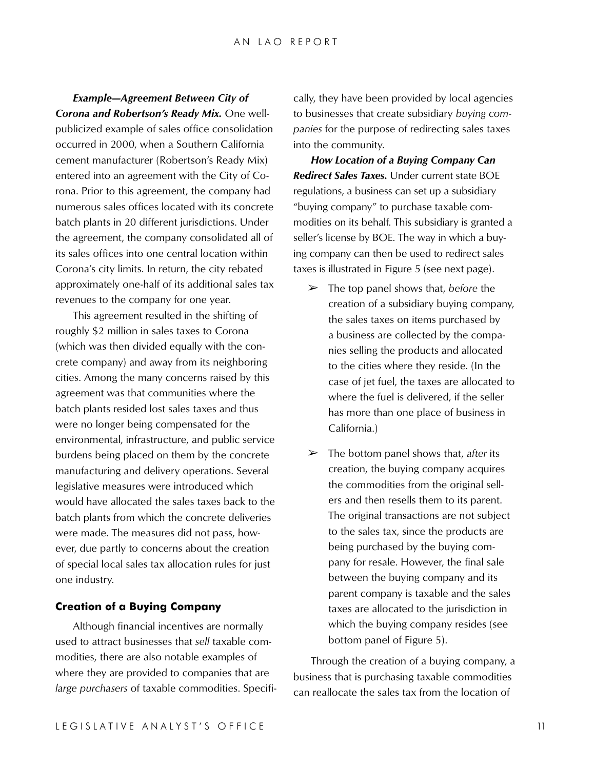***Example—Agreement Between City of Corona and Robertson's Ready Mix.*** One well-publicized example of sales office consolidation occurred in 2000, when a Southern California cement manufacturer (Robertson's Ready Mix) entered into an agreement with the City of Corona. Prior to this agreement, the company had numerous sales offices located with its concrete batch plants in 20 different jurisdictions. Under the agreement, the company consolidated all of its sales offices into one central location within Corona's city limits. In return, the city rebated approximately one-half of its additional sales tax revenues to the company for one year.

This agreement resulted in the shifting of roughly $2 million in sales taxes to Corona (which was then divided equally with the concrete company) and away from its neighboring cities. Among the many concerns raised by this agreement was that communities where the batch plants resided lost sales taxes and thus were no longer being compensated for the environmental, infrastructure, and public service burdens being placed on them by the concrete manufacturing and delivery operations. Several legislative measures were introduced which would have allocated the sales taxes back to the batch plants from which the concrete deliveries were made. The measures did not pass, however, due partly to concerns about the creation of special local sales tax allocation rules for just one industry.

### Creation of a Buying Company

Although financial incentives are normally used to attract businesses that *sell* taxable commodities, there are also notable examples of where they are provided to companies that are *large purchasers* of taxable commodities. Specifically, they have been provided by local agencies to businesses that create subsidiary *buying companies* for the purpose of redirecting sales taxes into the community.

***How Location of a Buying Company Can Redirect Sales Taxes.*** Under current state BOE regulations, a business can set up a subsidiary "buying company" to purchase taxable commodities on its behalf. This subsidiary is granted a seller's license by BOE. The way in which a buying company can then be used to redirect sales taxes is illustrated in Figure 5 (see next page).

- The top panel shows that, *before* the creation of a subsidiary buying company, the sales taxes on items purchased by a business are collected by the companies selling the products and allocated to the cities where they reside. (In the case of jet fuel, the taxes are allocated to where the fuel is delivered, if the seller has more than one place of business in California.)
- The bottom panel shows that, *after* its creation, the buying company acquires the commodities from the original sellers and then resells them to its parent. The original transactions are not subject to the sales tax, since the products are being purchased by the buying company for resale. However, the final sale between the buying company and its parent company is taxable and the sales taxes are allocated to the jurisdiction in which the buying company resides (see bottom panel of Figure 5).

Through the creation of a buying company, a business that is purchasing taxable commodities can reallocate the sales tax from the location of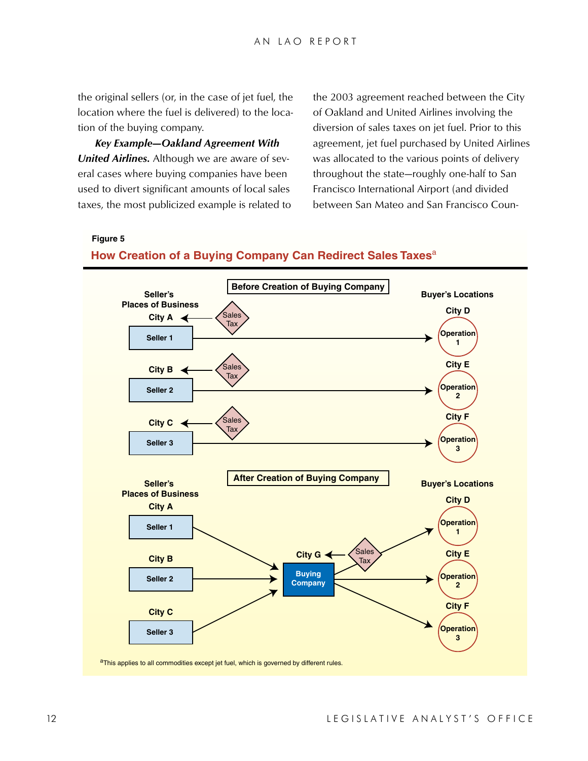the original sellers (or, in the case of jet fuel, the location where the fuel is delivered) to the location of the buying company.

***Key Example—Oakland Agreement With United Airlines.*** Although we are aware of several cases where buying companies have been used to divert significant amounts of local sales taxes, the most publicized example is related to the 2003 agreement reached between the City of Oakland and United Airlines involving the diversion of sales taxes on jet fuel. Prior to this agreement, jet fuel purchased by United Airlines was allocated to the various points of delivery throughout the state—roughly one-half to San Francisco International Airport (and divided between San Mateo and San Francisco Coun-

**Figure 5**

**How Creation of a Buying Company Can Redirect Sales Taxes[a]**

**Before Creation of Buying Company**

| Seller's Places of Business | Sales Tax Goes To | Buyer's Locations |
|---|---|---|
| Seller 1 (City A) | City A | Operation 1 (City D) |
| Seller 2 (City B) | City B | Operation 2 (City E) |
| Seller 3 (City C) | City C | Operation 3 (City F) |

**After Creation of Buying Company**

| Seller's Places of Business | Intermediary | Sales Tax Goes To | Buyer's Locations |
|---|---|---|---|
| Seller 1 (City A) | Buying Company (City G) | City G | Operation 1 (City D) |
| Seller 2 (City B) | Buying Company (City G) | City G | Operation 2 (City E) |
| Seller 3 (City C) | Buying Company (City G) | City G | Operation 3 (City F) |

[a] This applies to all commodities except jet fuel, which is governed by different rules.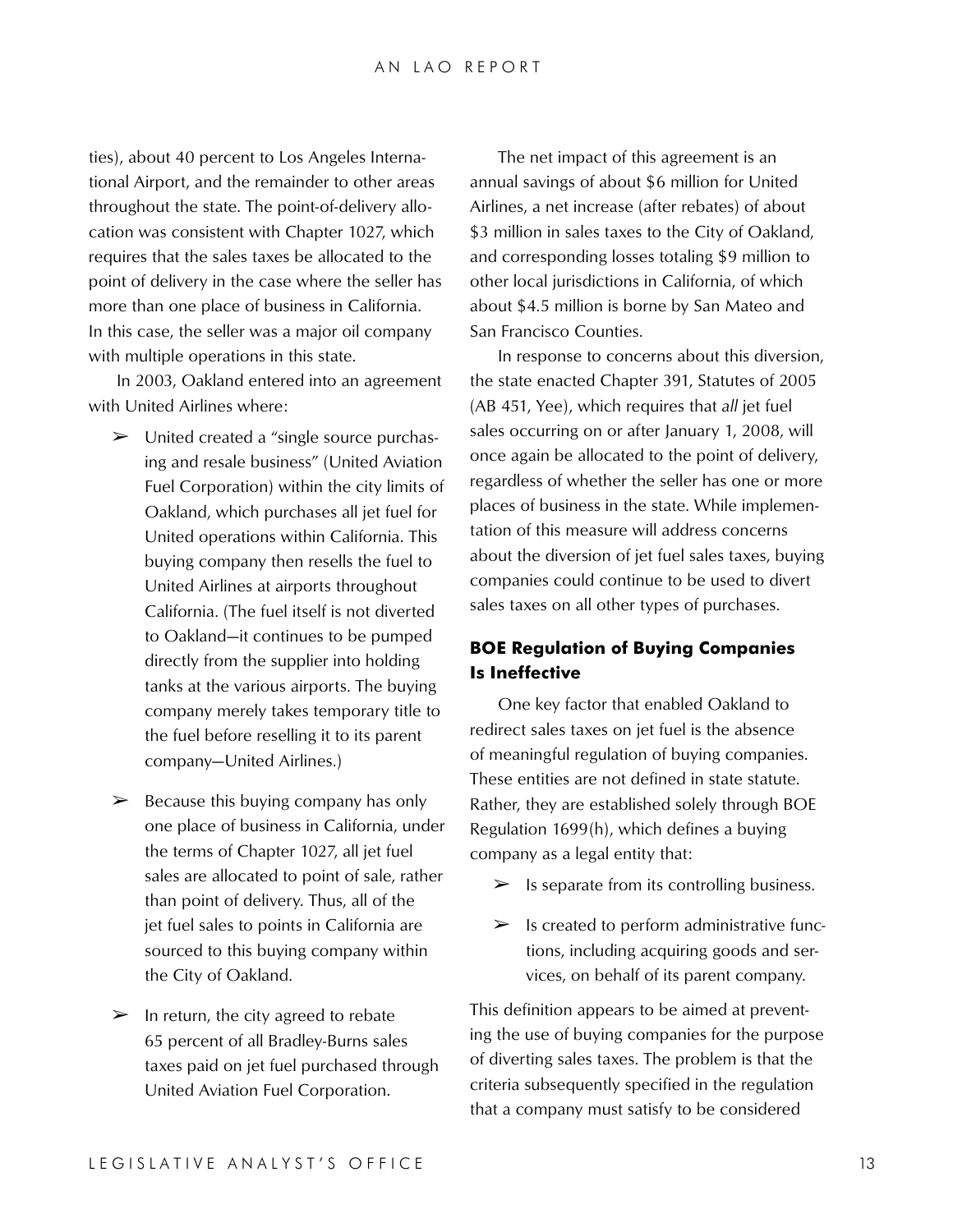ties), about 40 percent to Los Angeles International Airport, and the remainder to other areas throughout the state. The point-of-delivery allocation was consistent with Chapter 1027, which requires that the sales taxes be allocated to the point of delivery in the case where the seller has more than one place of business in California. In this case, the seller was a major oil company with multiple operations in this state.

In 2003, Oakland entered into an agreement with United Airlines where:

- United created a "single source purchasing and resale business" (United Aviation Fuel Corporation) within the city limits of Oakland, which purchases all jet fuel for United operations within California. This buying company then resells the fuel to United Airlines at airports throughout California. (The fuel itself is not diverted to Oakland—it continues to be pumped directly from the supplier into holding tanks at the various airports. The buying company merely takes temporary title to the fuel before reselling it to its parent company—United Airlines.)

- Because this buying company has only one place of business in California, under the terms of Chapter 1027, all jet fuel sales are allocated to point of sale, rather than point of delivery. Thus, all of the jet fuel sales to points in California are sourced to this buying company within the City of Oakland.

- In return, the city agreed to rebate 65 percent of all Bradley-Burns sales taxes paid on jet fuel purchased through United Aviation Fuel Corporation.

The net impact of this agreement is an annual savings of about $6 million for United Airlines, a net increase (after rebates) of about $3 million in sales taxes to the City of Oakland, and corresponding losses totaling $9 million to other local jurisdictions in California, of which about $4.5 million is borne by San Mateo and San Francisco Counties.

In response to concerns about this diversion, the state enacted Chapter 391, Statutes of 2005 (AB 451, Yee), which requires that *all* jet fuel sales occurring on or after January 1, 2008, will once again be allocated to the point of delivery, regardless of whether the seller has one or more places of business in the state. While implementation of this measure will address concerns about the diversion of jet fuel sales taxes, buying companies could continue to be used to divert sales taxes on all other types of purchases.

### BOE Regulation of Buying Companies Is Ineffective

One key factor that enabled Oakland to redirect sales taxes on jet fuel is the absence of meaningful regulation of buying companies. These entities are not defined in state statute. Rather, they are established solely through BOE Regulation 1699(h), which defines a buying company as a legal entity that:

- Is separate from its controlling business.

- Is created to perform administrative functions, including acquiring goods and services, on behalf of its parent company.

This definition appears to be aimed at preventing the use of buying companies for the purpose of diverting sales taxes. The problem is that the criteria subsequently specified in the regulation that a company must satisfy to be considered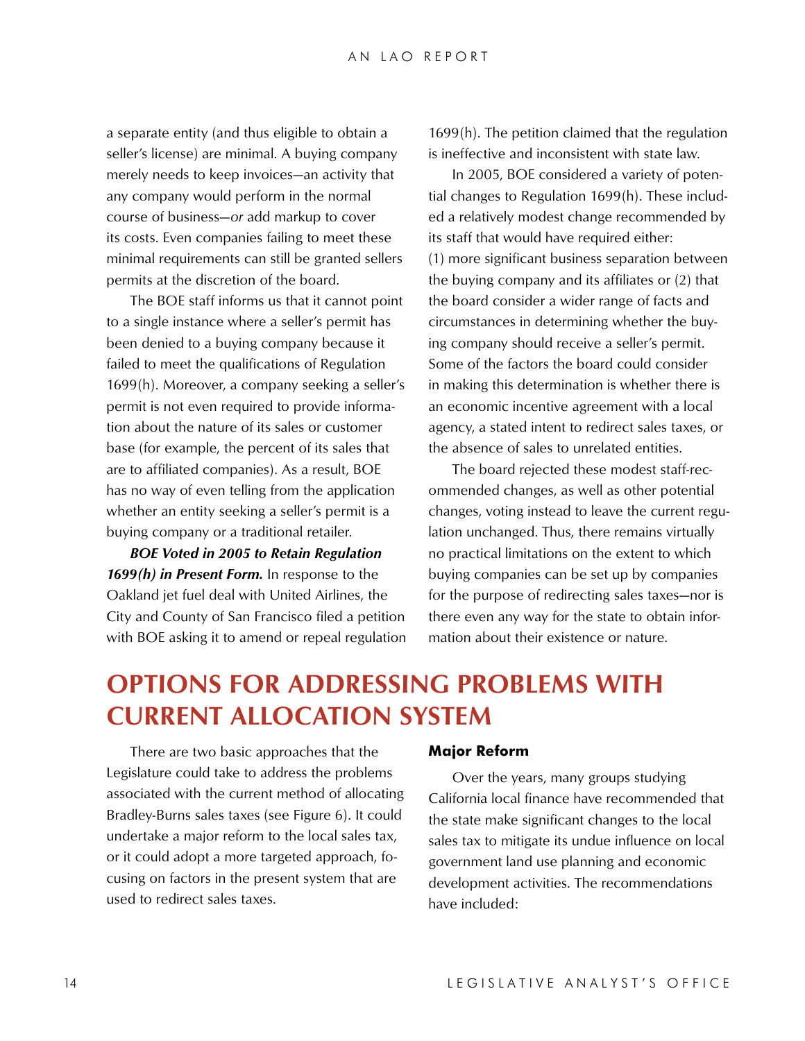a separate entity (and thus eligible to obtain a seller's license) are minimal. A buying company merely needs to keep invoices—an activity that any company would perform in the normal course of business—*or* add markup to cover its costs. Even companies failing to meet these minimal requirements can still be granted sellers permits at the discretion of the board.

The BOE staff informs us that it cannot point to a single instance where a seller's permit has been denied to a buying company because it failed to meet the qualifications of Regulation 1699(h). Moreover, a company seeking a seller's permit is not even required to provide information about the nature of its sales or customer base (for example, the percent of its sales that are to affiliated companies). As a result, BOE has no way of even telling from the application whether an entity seeking a seller's permit is a buying company or a traditional retailer.

***BOE Voted in 2005 to Retain Regulation 1699(h) in Present Form.*** In response to the Oakland jet fuel deal with United Airlines, the City and County of San Francisco filed a petition with BOE asking it to amend or repeal regulation 1699(h). The petition claimed that the regulation is ineffective and inconsistent with state law.

In 2005, BOE considered a variety of potential changes to Regulation 1699(h). These included a relatively modest change recommended by its staff that would have required either: (1) more significant business separation between the buying company and its affiliates or (2) that the board consider a wider range of facts and circumstances in determining whether the buying company should receive a seller's permit. Some of the factors the board could consider in making this determination is whether there is an economic incentive agreement with a local agency, a stated intent to redirect sales taxes, or the absence of sales to unrelated entities.

The board rejected these modest staff-recommended changes, as well as other potential changes, voting instead to leave the current regulation unchanged. Thus, there remains virtually no practical limitations on the extent to which buying companies can be set up by companies for the purpose of redirecting sales taxes—nor is there even any way for the state to obtain information about their existence or nature.

## OPTIONS FOR ADDRESSING PROBLEMS WITH CURRENT ALLOCATION SYSTEM

There are two basic approaches that the Legislature could take to address the problems associated with the current method of allocating Bradley-Burns sales taxes (see Figure 6). It could undertake a major reform to the local sales tax, or it could adopt a more targeted approach, focusing on factors in the present system that are used to redirect sales taxes.

### Major Reform

Over the years, many groups studying California local finance have recommended that the state make significant changes to the local sales tax to mitigate its undue influence on local government land use planning and economic development activities. The recommendations have included: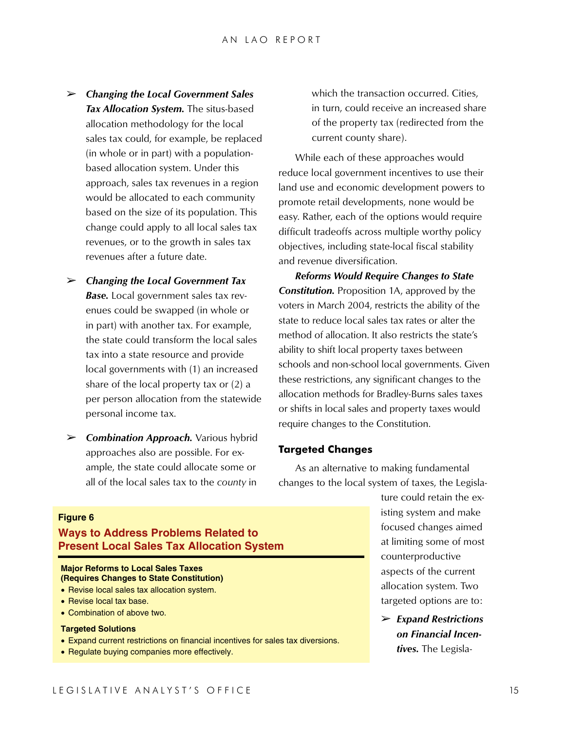- ***Changing the Local Government Sales Tax Allocation System.*** The situs-based allocation methodology for the local sales tax could, for example, be replaced (in whole or in part) with a population-based allocation system. Under this approach, sales tax revenues in a region would be allocated to each community based on the size of its population. This change could apply to all local sales tax revenues, or to the growth in sales tax revenues after a future date.

- ***Changing the Local Government Tax Base.*** Local government sales tax revenues could be swapped (in whole or in part) with another tax. For example, the state could transform the local sales tax into a state resource and provide local governments with (1) an increased share of the local property tax or (2) a per person allocation from the statewide personal income tax.

- ***Combination Approach.*** Various hybrid approaches also are possible. For example, the state could allocate some or all of the local sales tax to the *county* in which the transaction occurred. Cities, in turn, could receive an increased share of the property tax (redirected from the current county share).

While each of these approaches would reduce local government incentives to use their land use and economic development powers to promote retail developments, none would be easy. Rather, each of the options would require difficult tradeoffs across multiple worthy policy objectives, including state-local fiscal stability and revenue diversification.

***Reforms Would Require Changes to State Constitution.*** Proposition 1A, approved by the voters in March 2004, restricts the ability of the state to reduce local sales tax rates or alter the method of allocation. It also restricts the state's ability to shift local property taxes between schools and non-school local governments. Given these restrictions, any significant changes to the allocation methods for Bradley-Burns sales taxes or shifts in local sales and property taxes would require changes to the Constitution.

### Targeted Changes

As an alternative to making fundamental changes to the local system of taxes, the Legislature could retain the existing system and make focused changes aimed at limiting some of most counterproductive aspects of the current allocation system. Two targeted options are to:

- ***Expand Restrictions on Financial Incentives.*** The Legisla-

**Figure 6**

**Ways to Address Problems Related to Present Local Sales Tax Allocation System**

**Major Reforms to Local Sales Taxes (Requires Changes to State Constitution)**

- Revise local sales tax allocation system.
- Revise local tax base.
- Combination of above two.

**Targeted Solutions**

- Expand current restrictions on financial incentives for sales tax diversions.
- Regulate buying companies more effectively.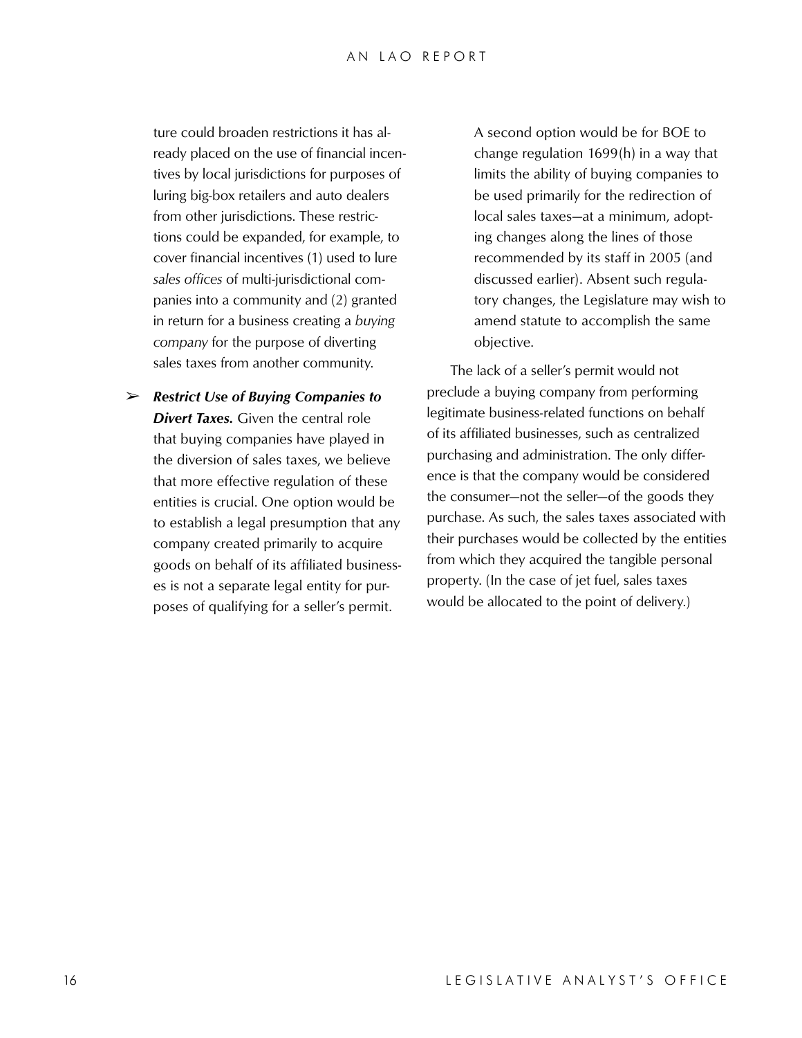ture could broaden restrictions it has already placed on the use of financial incentives by local jurisdictions for purposes of luring big-box retailers and auto dealers from other jurisdictions. These restrictions could be expanded, for example, to cover financial incentives (1) used to lure *sales offices* of multi-jurisdictional companies into a community and (2) granted in return for a business creating a *buying company* for the purpose of diverting sales taxes from another community.

- ***Restrict Use of Buying Companies to Divert Taxes.*** Given the central role that buying companies have played in the diversion of sales taxes, we believe that more effective regulation of these entities is crucial. One option would be to establish a legal presumption that any company created primarily to acquire goods on behalf of its affiliated businesses is not a separate legal entity for purposes of qualifying for a seller's permit.

  A second option would be for BOE to change regulation 1699(h) in a way that limits the ability of buying companies to be used primarily for the redirection of local sales taxes—at a minimum, adopting changes along the lines of those recommended by its staff in 2005 (and discussed earlier). Absent such regulatory changes, the Legislature may wish to amend statute to accomplish the same objective.

The lack of a seller's permit would not preclude a buying company from performing legitimate business-related functions on behalf of its affiliated businesses, such as centralized purchasing and administration. The only difference is that the company would be considered the consumer—not the seller—of the goods they purchase. As such, the sales taxes associated with their purchases would be collected by the entities from which they acquired the tangible personal property. (In the case of jet fuel, sales taxes would be allocated to the point of delivery.)